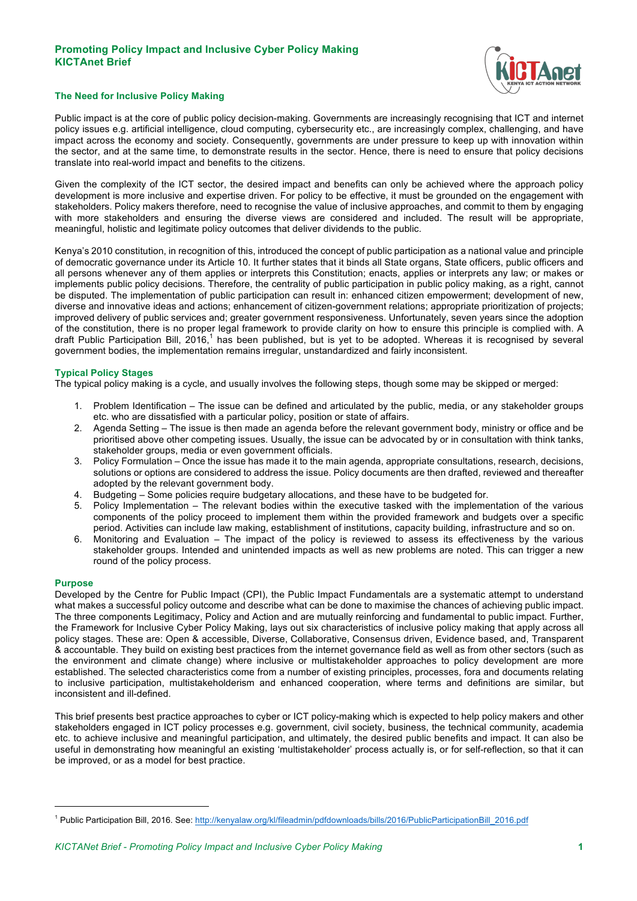# Promoting Policy Impact and Inclusive Cyber Policy Making
# KICTAnet Brief

## The Need for Inclusive Policy Making

Public impact is at the core of public policy decision-making. Governments are increasingly recognising that ICT and internet policy issues e.g. artificial intelligence, cloud computing, cybersecurity etc., are increasingly complex, challenging, and have impact across the economy and society. Consequently, governments are under pressure to keep up with innovation within the sector, and at the same time, to demonstrate results in the sector. Hence, there is need to ensure that policy decisions translate into real-world impact and benefits to the citizens.

Given the complexity of the ICT sector, the desired impact and benefits can only be achieved where the approach policy development is more inclusive and expertise driven. For policy to be effective, it must be grounded on the engagement with stakeholders. Policy makers therefore, need to recognise the value of inclusive approaches, and commit to them by engaging with more stakeholders and ensuring the diverse views are considered and included. The result will be appropriate, meaningful, holistic and legitimate policy outcomes that deliver dividends to the public.

Kenya's 2010 constitution, in recognition of this, introduced the concept of public participation as a national value and principle of democratic governance under its Article 10. It further states that it binds all State organs, State officers, public officers and all persons whenever any of them applies or interprets this Constitution; enacts, applies or interprets any law; or makes or implements public policy decisions. Therefore, the centrality of public participation in public policy making, as a right, cannot be disputed. The implementation of public participation can result in: enhanced citizen empowerment; development of new, diverse and innovative ideas and actions; enhancement of citizen-government relations; appropriate prioritization of projects; improved delivery of public services and; greater government responsiveness. Unfortunately, seven years since the adoption of the constitution, there is no proper legal framework to provide clarity on how to ensure this principle is complied with. A draft Public Participation Bill, 2016,[1] has been published, but is yet to be adopted. Whereas it is recognised by several government bodies, the implementation remains irregular, unstandardized and fairly inconsistent.

## Typical Policy Stages

The typical policy making is a cycle, and usually involves the following steps, though some may be skipped or merged:

1. Problem Identification – The issue can be defined and articulated by the public, media, or any stakeholder groups etc. who are dissatisfied with a particular policy, position or state of affairs.
2. Agenda Setting – The issue is then made an agenda before the relevant government body, ministry or office and be prioritised above other competing issues. Usually, the issue can be advocated by or in consultation with think tanks, stakeholder groups, media or even government officials.
3. Policy Formulation – Once the issue has made it to the main agenda, appropriate consultations, research, decisions, solutions or options are considered to address the issue. Policy documents are then drafted, reviewed and thereafter adopted by the relevant government body.
4. Budgeting – Some policies require budgetary allocations, and these have to be budgeted for.
5. Policy Implementation – The relevant bodies within the executive tasked with the implementation of the various components of the policy proceed to implement them within the provided framework and budgets over a specific period. Activities can include law making, establishment of institutions, capacity building, infrastructure and so on.
6. Monitoring and Evaluation – The impact of the policy is reviewed to assess its effectiveness by the various stakeholder groups. Intended and unintended impacts as well as new problems are noted. This can trigger a new round of the policy process.

## Purpose

Developed by the Centre for Public Impact (CPI), the Public Impact Fundamentals are a systematic attempt to understand what makes a successful policy outcome and describe what can be done to maximise the chances of achieving public impact. The three components Legitimacy, Policy and Action and are mutually reinforcing and fundamental to public impact. Further, the Framework for Inclusive Cyber Policy Making, lays out six characteristics of inclusive policy making that apply across all policy stages. These are: Open & accessible, Diverse, Collaborative, Consensus driven, Evidence based, and, Transparent & accountable. They build on existing best practices from the internet governance field as well as from other sectors (such as the environment and climate change) where inclusive or multistakeholder approaches to policy development are more established. The selected characteristics come from a number of existing principles, processes, fora and documents relating to inclusive participation, multistakeholderism and enhanced cooperation, where terms and definitions are similar, but inconsistent and ill-defined.

This brief presents best practice approaches to cyber or ICT policy-making which is expected to help policy makers and other stakeholders engaged in ICT policy processes e.g. government, civil society, business, the technical community, academia etc. to achieve inclusive and meaningful participation, and ultimately, the desired public benefits and impact. It can also be useful in demonstrating how meaningful an existing 'multistakeholder' process actually is, or for self-reflection, so that it can be improved, or as a model for best practice.

---

[1] Public Participation Bill, 2016. See: http://kenyalaw.org/kl/fileadmin/pdfdownloads/bills/2016/PublicParticipationBill_2016.pdf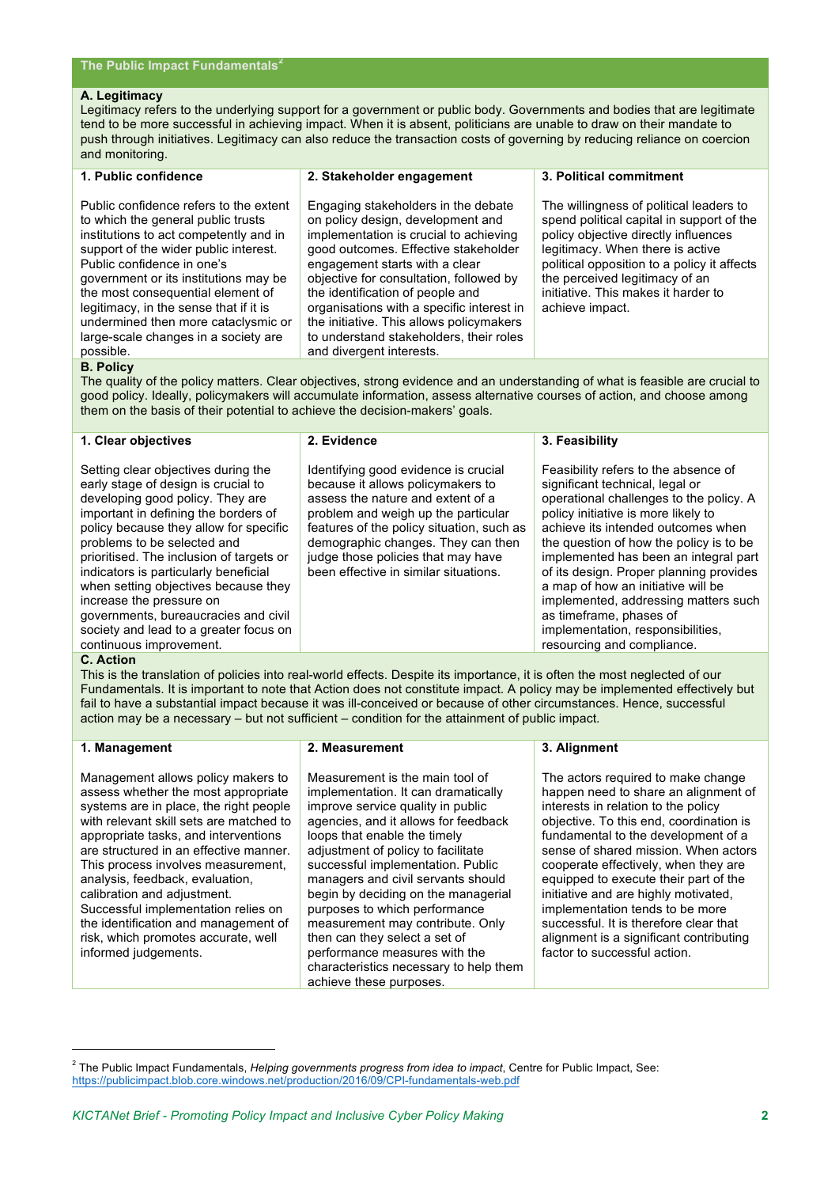**The Public Impact Fundamentals**[2]

**A. Legitimacy**

Legitimacy refers to the underlying support for a government or public body. Governments and bodies that are legitimate tend to be more successful in achieving impact. When it is absent, politicians are unable to draw on their mandate to push through initiatives. Legitimacy can also reduce the transaction costs of governing by reducing reliance on coercion and monitoring.

| 1. Public confidence | 2. Stakeholder engagement | 3. Political commitment |
| --- | --- | --- |
| Public confidence refers to the extent to which the general public trusts institutions to act competently and in support of the wider public interest. Public confidence in one's government or its institutions may be the most consequential element of legitimacy, in the sense that if it is undermined then more cataclysmic or large-scale changes in a society are possible. | Engaging stakeholders in the debate on policy design, development and implementation is crucial to achieving good outcomes. Effective stakeholder engagement starts with a clear objective for consultation, followed by the identification of people and organisations with a specific interest in the initiative. This allows policymakers to understand stakeholders, their roles and divergent interests. | The willingness of political leaders to spend political capital in support of the policy objective directly influences legitimacy. When there is active political opposition to a policy it affects the perceived legitimacy of an initiative. This makes it harder to achieve impact. |

**B. Policy**

The quality of the policy matters. Clear objectives, strong evidence and an understanding of what is feasible are crucial to good policy. Ideally, policymakers will accumulate information, assess alternative courses of action, and choose among them on the basis of their potential to achieve the decision-makers' goals.

| 1. Clear objectives | 2. Evidence | 3. Feasibility |
| --- | --- | --- |
| Setting clear objectives during the early stage of design is crucial to developing good policy. They are important in defining the borders of policy because they allow for specific problems to be selected and prioritised. The inclusion of targets or indicators is particularly beneficial when setting objectives because they increase the pressure on governments, bureaucracies and civil society and lead to a greater focus on continuous improvement. | Identifying good evidence is crucial because it allows policymakers to assess the nature and extent of a problem and weigh up the particular features of the policy situation, such as demographic changes. They can then judge those policies that may have been effective in similar situations. | Feasibility refers to the absence of significant technical, legal or operational challenges to the policy. A policy initiative is more likely to achieve its intended outcomes when the question of how the policy is to be implemented has been an integral part of its design. Proper planning provides a map of how an initiative will be implemented, addressing matters such as timeframe, phases of implementation, responsibilities, resourcing and compliance. |

**C. Action**

This is the translation of policies into real-world effects. Despite its importance, it is often the most neglected of our Fundamentals. It is important to note that Action does not constitute impact. A policy may be implemented effectively but fail to have a substantial impact because it was ill-conceived or because of other circumstances. Hence, successful action may be a necessary – but not sufficient – condition for the attainment of public impact.

| 1. Management | 2. Measurement | 3. Alignment |
| --- | --- | --- |
| Management allows policy makers to assess whether the most appropriate systems are in place, the right people with relevant skill sets are matched to appropriate tasks, and interventions are structured in an effective manner. This process involves measurement, analysis, feedback, evaluation, calibration and adjustment. Successful implementation relies on the identification and management of risk, which promotes accurate, well informed judgements. | Measurement is the main tool of implementation. It can dramatically improve service quality in public agencies, and it allows for feedback loops that enable the timely adjustment of policy to facilitate successful implementation. Public managers and civil servants should begin by deciding on the managerial purposes to which performance measurement may contribute. Only then can they select a set of performance measures with the characteristics necessary to help them achieve these purposes. | The actors required to make change happen need to share an alignment of interests in relation to the policy objective. To this end, coordination is fundamental to the development of a sense of shared mission. When actors cooperate effectively, when they are equipped to execute their part of the initiative and are highly motivated, implementation tends to be more successful. It is therefore clear that alignment is a significant contributing factor to successful action. |

---

[2] The Public Impact Fundamentals, *Helping governments progress from idea to impact*, Centre for Public Impact, See: https://publicimpact.blob.core.windows.net/production/2016/09/CPI-fundamentals-web.pdf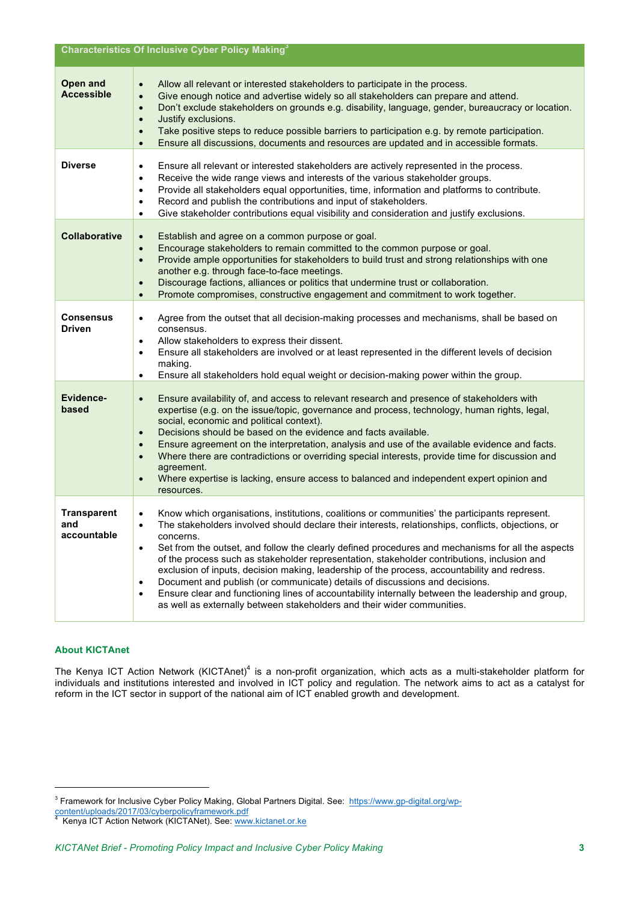| Characteristics Of Inclusive Cyber Policy Making[3] | |
|---|---|
| **Open and Accessible** | • Allow all relevant or interested stakeholders to participate in the process.<br>• Give enough notice and advertise widely so all stakeholders can prepare and attend.<br>• Don't exclude stakeholders on grounds e.g. disability, language, gender, bureaucracy or location.<br>• Justify exclusions.<br>• Take positive steps to reduce possible barriers to participation e.g. by remote participation.<br>• Ensure all discussions, documents and resources are updated and in accessible formats. |
| **Diverse** | • Ensure all relevant or interested stakeholders are actively represented in the process.<br>• Receive the wide range views and interests of the various stakeholder groups.<br>• Provide all stakeholders equal opportunities, time, information and platforms to contribute.<br>• Record and publish the contributions and input of stakeholders.<br>• Give stakeholder contributions equal visibility and consideration and justify exclusions. |
| **Collaborative** | • Establish and agree on a common purpose or goal.<br>• Encourage stakeholders to remain committed to the common purpose or goal.<br>• Provide ample opportunities for stakeholders to build trust and strong relationships with one another e.g. through face-to-face meetings.<br>• Discourage factions, alliances or politics that undermine trust or collaboration.<br>• Promote compromises, constructive engagement and commitment to work together. |
| **Consensus Driven** | • Agree from the outset that all decision-making processes and mechanisms, shall be based on consensus.<br>• Allow stakeholders to express their dissent.<br>• Ensure all stakeholders are involved or at least represented in the different levels of decision making.<br>• Ensure all stakeholders hold equal weight or decision-making power within the group. |
| **Evidence-based** | • Ensure availability of, and access to relevant research and presence of stakeholders with expertise (e.g. on the issue/topic, governance and process, technology, human rights, legal, social, economic and political context).<br>• Decisions should be based on the evidence and facts available.<br>• Ensure agreement on the interpretation, analysis and use of the available evidence and facts.<br>• Where there are contradictions or overriding special interests, provide time for discussion and agreement.<br>• Where expertise is lacking, ensure access to balanced and independent expert opinion and resources. |
| **Transparent and accountable** | • Know which organisations, institutions, coalitions or communities' the participants represent.<br>• The stakeholders involved should declare their interests, relationships, conflicts, objections, or concerns.<br>• Set from the outset, and follow the clearly defined procedures and mechanisms for all the aspects of the process such as stakeholder representation, stakeholder contributions, inclusion and exclusion of inputs, decision making, leadership of the process, accountability and redress.<br>• Document and publish (or communicate) details of discussions and decisions.<br>• Ensure clear and functioning lines of accountability internally between the leadership and group, as well as externally between stakeholders and their wider communities. |

## About KICTAnet

The Kenya ICT Action Network (KICTAnet)[4] is a non-profit organization, which acts as a multi-stakeholder platform for individuals and institutions interested and involved in ICT policy and regulation. The network aims to act as a catalyst for reform in the ICT sector in support of the national aim of ICT enabled growth and development.

---

[3] Framework for Inclusive Cyber Policy Making, Global Partners Digital. See: https://www.gp-digital.org/wp-content/uploads/2017/03/cyberpolicyframework.pdf

[4] Kenya ICT Action Network (KICTANet). See: www.kictanet.or.ke